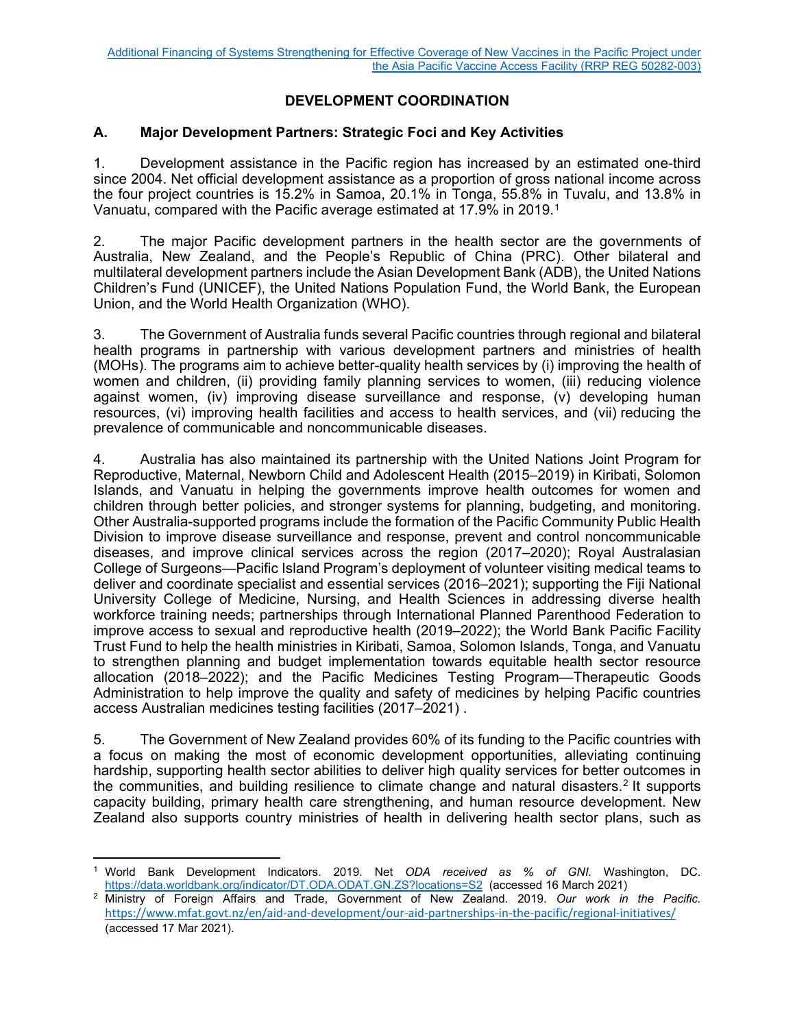# DEVELOPMENT COORDINATION

## A. Major Development Partners: Strategic Foci and Key Activities

1. Development assistance in the Pacific region has increased by an estimated one-third since 2004. Net official development assistance as a proportion of gross national income across the four project countries is 15.2% in Samoa, 20.1% in Tonga, 55.8% in Tuvalu, and 13.8% in Vanuatu, compared with the Pacific average estimated at 17.9% in 2019.[1]

2. The major Pacific development partners in the health sector are the governments of Australia, New Zealand, and the People's Republic of China (PRC). Other bilateral and multilateral development partners include the Asian Development Bank (ADB), the United Nations Children's Fund (UNICEF), the United Nations Population Fund, the World Bank, the European Union, and the World Health Organization (WHO).

3. The Government of Australia funds several Pacific countries through regional and bilateral health programs in partnership with various development partners and ministries of health (MOHs). The programs aim to achieve better-quality health services by (i) improving the health of women and children, (ii) providing family planning services to women, (iii) reducing violence against women, (iv) improving disease surveillance and response, (v) developing human resources, (vi) improving health facilities and access to health services, and (vii) reducing the prevalence of communicable and noncommunicable diseases.

4. Australia has also maintained its partnership with the United Nations Joint Program for Reproductive, Maternal, Newborn Child and Adolescent Health (2015–2019) in Kiribati, Solomon Islands, and Vanuatu in helping the governments improve health outcomes for women and children through better policies, and stronger systems for planning, budgeting, and monitoring. Other Australia-supported programs include the formation of the Pacific Community Public Health Division to improve disease surveillance and response, prevent and control noncommunicable diseases, and improve clinical services across the region (2017–2020); Royal Australasian College of Surgeons—Pacific Island Program's deployment of volunteer visiting medical teams to deliver and coordinate specialist and essential services (2016–2021); supporting the Fiji National University College of Medicine, Nursing, and Health Sciences in addressing diverse health workforce training needs; partnerships through International Planned Parenthood Federation to improve access to sexual and reproductive health (2019–2022); the World Bank Pacific Facility Trust Fund to help the health ministries in Kiribati, Samoa, Solomon Islands, Tonga, and Vanuatu to strengthen planning and budget implementation towards equitable health sector resource allocation (2018–2022); and the Pacific Medicines Testing Program—Therapeutic Goods Administration to help improve the quality and safety of medicines by helping Pacific countries access Australian medicines testing facilities (2017–2021) .

5. The Government of New Zealand provides 60% of its funding to the Pacific countries with a focus on making the most of economic development opportunities, alleviating continuing hardship, supporting health sector abilities to deliver high quality services for better outcomes in the communities, and building resilience to climate change and natural disasters.[2] It supports capacity building, primary health care strengthening, and human resource development. New Zealand also supports country ministries of health in delivering health sector plans, such as

---

[1] World Bank Development Indicators. 2019. Net *ODA received as % of GNI.* Washington, DC. https://data.worldbank.org/indicator/DT.ODA.ODAT.GN.ZS?locations=S2 (accessed 16 March 2021)

[2] Ministry of Foreign Affairs and Trade, Government of New Zealand. 2019. *Our work in the Pacific.* https://www.mfat.govt.nz/en/aid-and-development/our-aid-partnerships-in-the-pacific/regional-initiatives/ (accessed 17 Mar 2021).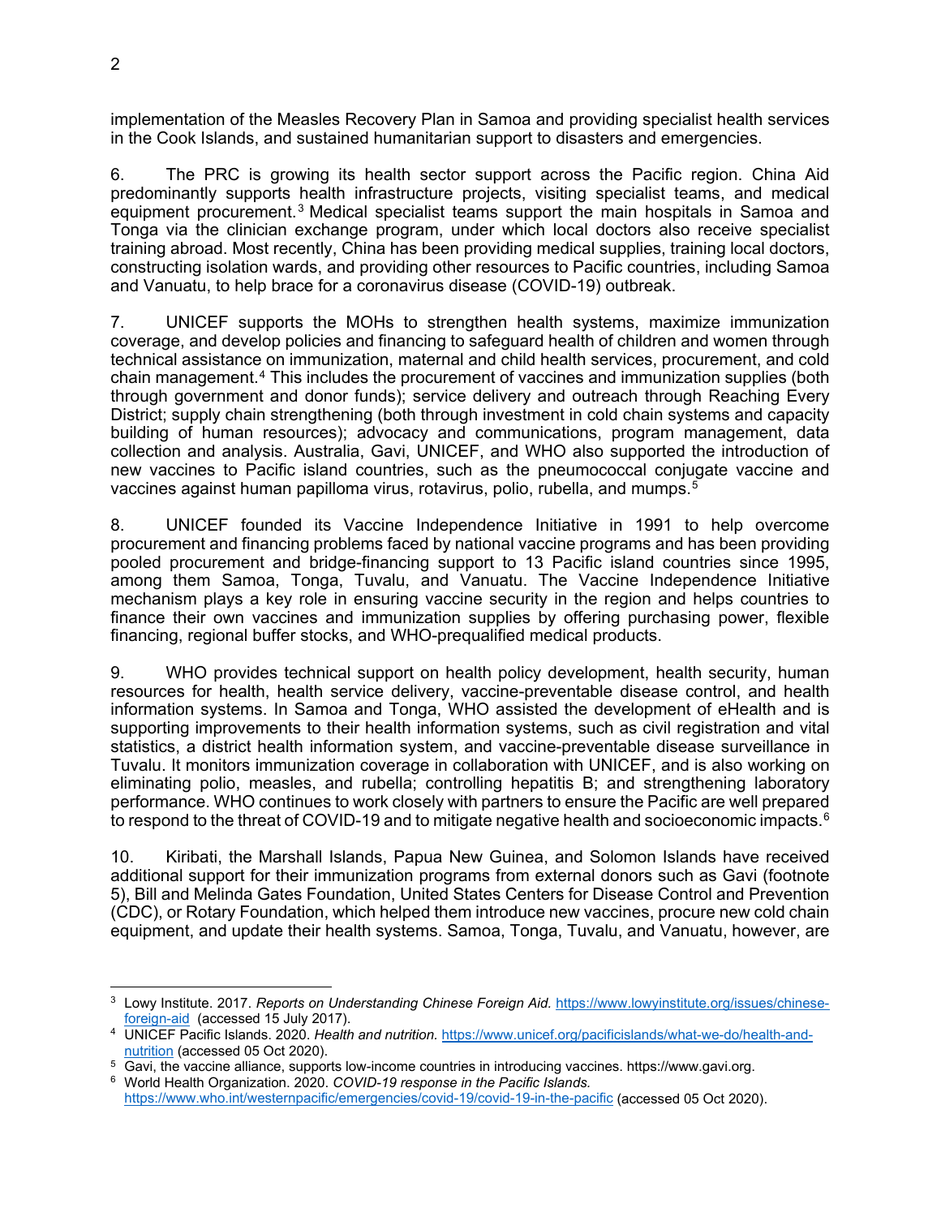implementation of the Measles Recovery Plan in Samoa and providing specialist health services in the Cook Islands, and sustained humanitarian support to disasters and emergencies.

6. The PRC is growing its health sector support across the Pacific region. China Aid predominantly supports health infrastructure projects, visiting specialist teams, and medical equipment procurement.[3] Medical specialist teams support the main hospitals in Samoa and Tonga via the clinician exchange program, under which local doctors also receive specialist training abroad. Most recently, China has been providing medical supplies, training local doctors, constructing isolation wards, and providing other resources to Pacific countries, including Samoa and Vanuatu, to help brace for a coronavirus disease (COVID-19) outbreak.

7. UNICEF supports the MOHs to strengthen health systems, maximize immunization coverage, and develop policies and financing to safeguard health of children and women through technical assistance on immunization, maternal and child health services, procurement, and cold chain management.[4] This includes the procurement of vaccines and immunization supplies (both through government and donor funds); service delivery and outreach through Reaching Every District; supply chain strengthening (both through investment in cold chain systems and capacity building of human resources); advocacy and communications, program management, data collection and analysis. Australia, Gavi, UNICEF, and WHO also supported the introduction of new vaccines to Pacific island countries, such as the pneumococcal conjugate vaccine and vaccines against human papilloma virus, rotavirus, polio, rubella, and mumps.[5]

8. UNICEF founded its Vaccine Independence Initiative in 1991 to help overcome procurement and financing problems faced by national vaccine programs and has been providing pooled procurement and bridge-financing support to 13 Pacific island countries since 1995, among them Samoa, Tonga, Tuvalu, and Vanuatu. The Vaccine Independence Initiative mechanism plays a key role in ensuring vaccine security in the region and helps countries to finance their own vaccines and immunization supplies by offering purchasing power, flexible financing, regional buffer stocks, and WHO-prequalified medical products.

9. WHO provides technical support on health policy development, health security, human resources for health, health service delivery, vaccine-preventable disease control, and health information systems. In Samoa and Tonga, WHO assisted the development of eHealth and is supporting improvements to their health information systems, such as civil registration and vital statistics, a district health information system, and vaccine-preventable disease surveillance in Tuvalu. It monitors immunization coverage in collaboration with UNICEF, and is also working on eliminating polio, measles, and rubella; controlling hepatitis B; and strengthening laboratory performance. WHO continues to work closely with partners to ensure the Pacific are well prepared to respond to the threat of COVID-19 and to mitigate negative health and socioeconomic impacts.[6]

10. Kiribati, the Marshall Islands, Papua New Guinea, and Solomon Islands have received additional support for their immunization programs from external donors such as Gavi (footnote 5), Bill and Melinda Gates Foundation, United States Centers for Disease Control and Prevention (CDC), or Rotary Foundation, which helped them introduce new vaccines, procure new cold chain equipment, and update their health systems. Samoa, Tonga, Tuvalu, and Vanuatu, however, are

---

[3] Lowy Institute. 2017. *Reports on Understanding Chinese Foreign Aid.* https://www.lowyinstitute.org/issues/chinese-foreign-aid (accessed 15 July 2017).

[4] UNICEF Pacific Islands. 2020. *Health and nutrition.* https://www.unicef.org/pacificislands/what-we-do/health-and-nutrition (accessed 05 Oct 2020).

[5] Gavi, the vaccine alliance, supports low-income countries in introducing vaccines. https://www.gavi.org.

[6] World Health Organization. 2020. *COVID-19 response in the Pacific Islands.* https://www.who.int/westernpacific/emergencies/covid-19/covid-19-in-the-pacific (accessed 05 Oct 2020).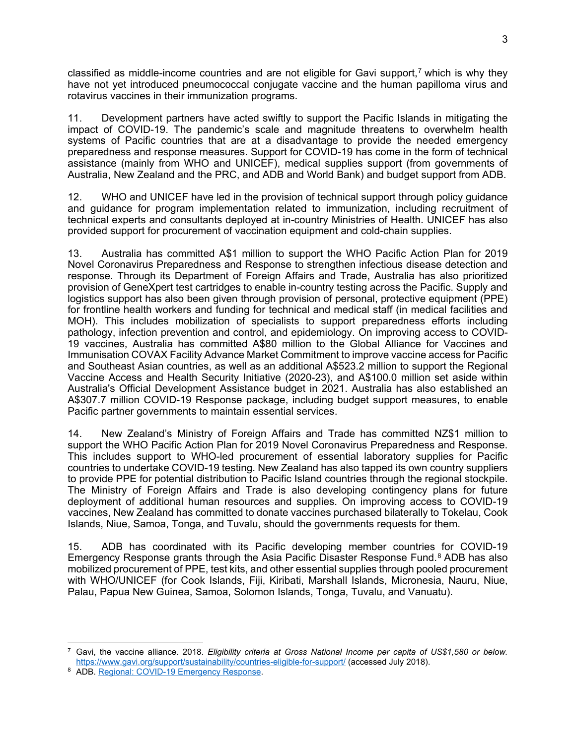classified as middle-income countries and are not eligible for Gavi support,[7] which is why they have not yet introduced pneumococcal conjugate vaccine and the human papilloma virus and rotavirus vaccines in their immunization programs.

11. Development partners have acted swiftly to support the Pacific Islands in mitigating the impact of COVID-19. The pandemic's scale and magnitude threatens to overwhelm health systems of Pacific countries that are at a disadvantage to provide the needed emergency preparedness and response measures. Support for COVID-19 has come in the form of technical assistance (mainly from WHO and UNICEF), medical supplies support (from governments of Australia, New Zealand and the PRC, and ADB and World Bank) and budget support from ADB.

12. WHO and UNICEF have led in the provision of technical support through policy guidance and guidance for program implementation related to immunization, including recruitment of technical experts and consultants deployed at in-country Ministries of Health. UNICEF has also provided support for procurement of vaccination equipment and cold-chain supplies.

13. Australia has committed A$1 million to support the WHO Pacific Action Plan for 2019 Novel Coronavirus Preparedness and Response to strengthen infectious disease detection and response. Through its Department of Foreign Affairs and Trade, Australia has also prioritized provision of GeneXpert test cartridges to enable in-country testing across the Pacific. Supply and logistics support has also been given through provision of personal, protective equipment (PPE) for frontline health workers and funding for technical and medical staff (in medical facilities and MOH). This includes mobilization of specialists to support preparedness efforts including pathology, infection prevention and control, and epidemiology. On improving access to COVID-19 vaccines, Australia has committed A$80 million to the Global Alliance for Vaccines and Immunisation COVAX Facility Advance Market Commitment to improve vaccine access for Pacific and Southeast Asian countries, as well as an additional A$523.2 million to support the Regional Vaccine Access and Health Security Initiative (2020-23), and A$100.0 million set aside within Australia's Official Development Assistance budget in 2021. Australia has also established an A$307.7 million COVID-19 Response package, including budget support measures, to enable Pacific partner governments to maintain essential services.

14. New Zealand's Ministry of Foreign Affairs and Trade has committed NZ$1 million to support the WHO Pacific Action Plan for 2019 Novel Coronavirus Preparedness and Response. This includes support to WHO-led procurement of essential laboratory supplies for Pacific countries to undertake COVID-19 testing. New Zealand has also tapped its own country suppliers to provide PPE for potential distribution to Pacific Island countries through the regional stockpile. The Ministry of Foreign Affairs and Trade is also developing contingency plans for future deployment of additional human resources and supplies. On improving access to COVID-19 vaccines, New Zealand has committed to donate vaccines purchased bilaterally to Tokelau, Cook Islands, Niue, Samoa, Tonga, and Tuvalu, should the governments requests for them.

15. ADB has coordinated with its Pacific developing member countries for COVID-19 Emergency Response grants through the Asia Pacific Disaster Response Fund.[8] ADB has also mobilized procurement of PPE, test kits, and other essential supplies through pooled procurement with WHO/UNICEF (for Cook Islands, Fiji, Kiribati, Marshall Islands, Micronesia, Nauru, Niue, Palau, Papua New Guinea, Samoa, Solomon Islands, Tonga, Tuvalu, and Vanuatu).

---

[7] Gavi, the vaccine alliance. 2018. *Eligibility criteria at Gross National Income per capita of US$1,580 or below.* https://www.gavi.org/support/sustainability/countries-eligible-for-support/ (accessed July 2018).

[8] ADB. Regional: COVID-19 Emergency Response.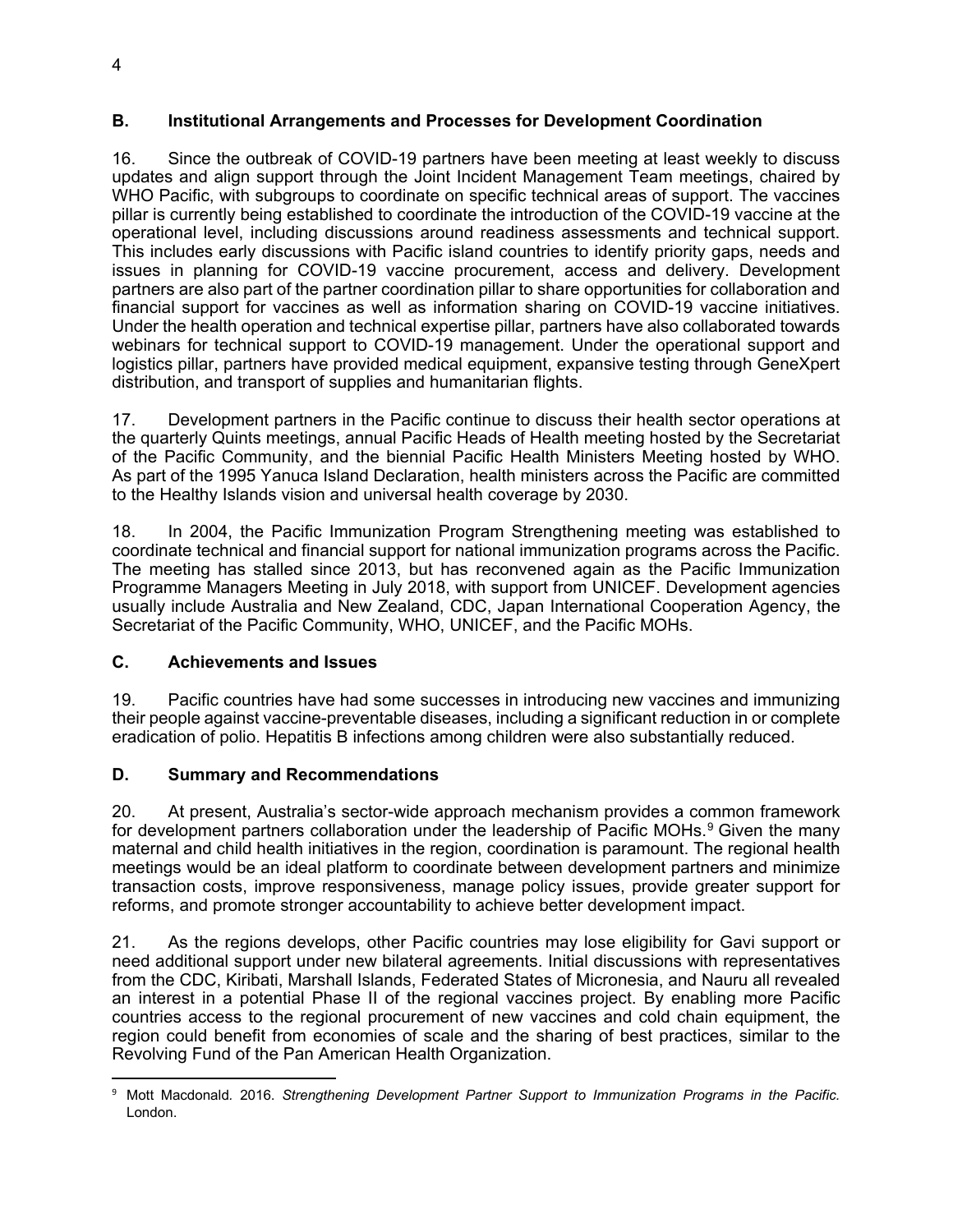## B. Institutional Arrangements and Processes for Development Coordination

16. Since the outbreak of COVID-19 partners have been meeting at least weekly to discuss updates and align support through the Joint Incident Management Team meetings, chaired by WHO Pacific, with subgroups to coordinate on specific technical areas of support. The vaccines pillar is currently being established to coordinate the introduction of the COVID-19 vaccine at the operational level, including discussions around readiness assessments and technical support. This includes early discussions with Pacific island countries to identify priority gaps, needs and issues in planning for COVID-19 vaccine procurement, access and delivery. Development partners are also part of the partner coordination pillar to share opportunities for collaboration and financial support for vaccines as well as information sharing on COVID-19 vaccine initiatives. Under the health operation and technical expertise pillar, partners have also collaborated towards webinars for technical support to COVID-19 management. Under the operational support and logistics pillar, partners have provided medical equipment, expansive testing through GeneXpert distribution, and transport of supplies and humanitarian flights.

17. Development partners in the Pacific continue to discuss their health sector operations at the quarterly Quints meetings, annual Pacific Heads of Health meeting hosted by the Secretariat of the Pacific Community, and the biennial Pacific Health Ministers Meeting hosted by WHO. As part of the 1995 Yanuca Island Declaration, health ministers across the Pacific are committed to the Healthy Islands vision and universal health coverage by 2030.

18. In 2004, the Pacific Immunization Program Strengthening meeting was established to coordinate technical and financial support for national immunization programs across the Pacific. The meeting has stalled since 2013, but has reconvened again as the Pacific Immunization Programme Managers Meeting in July 2018, with support from UNICEF. Development agencies usually include Australia and New Zealand, CDC, Japan International Cooperation Agency, the Secretariat of the Pacific Community, WHO, UNICEF, and the Pacific MOHs.

## C. Achievements and Issues

19. Pacific countries have had some successes in introducing new vaccines and immunizing their people against vaccine-preventable diseases, including a significant reduction in or complete eradication of polio. Hepatitis B infections among children were also substantially reduced.

## D. Summary and Recommendations

20. At present, Australia's sector-wide approach mechanism provides a common framework for development partners collaboration under the leadership of Pacific MOHs.[9] Given the many maternal and child health initiatives in the region, coordination is paramount. The regional health meetings would be an ideal platform to coordinate between development partners and minimize transaction costs, improve responsiveness, manage policy issues, provide greater support for reforms, and promote stronger accountability to achieve better development impact.

21. As the regions develops, other Pacific countries may lose eligibility for Gavi support or need additional support under new bilateral agreements. Initial discussions with representatives from the CDC, Kiribati, Marshall Islands, Federated States of Micronesia, and Nauru all revealed an interest in a potential Phase II of the regional vaccines project. By enabling more Pacific countries access to the regional procurement of new vaccines and cold chain equipment, the region could benefit from economies of scale and the sharing of best practices, similar to the Revolving Fund of the Pan American Health Organization.

---

[9] Mott Macdonald. 2016. *Strengthening Development Partner Support to Immunization Programs in the Pacific.* London.